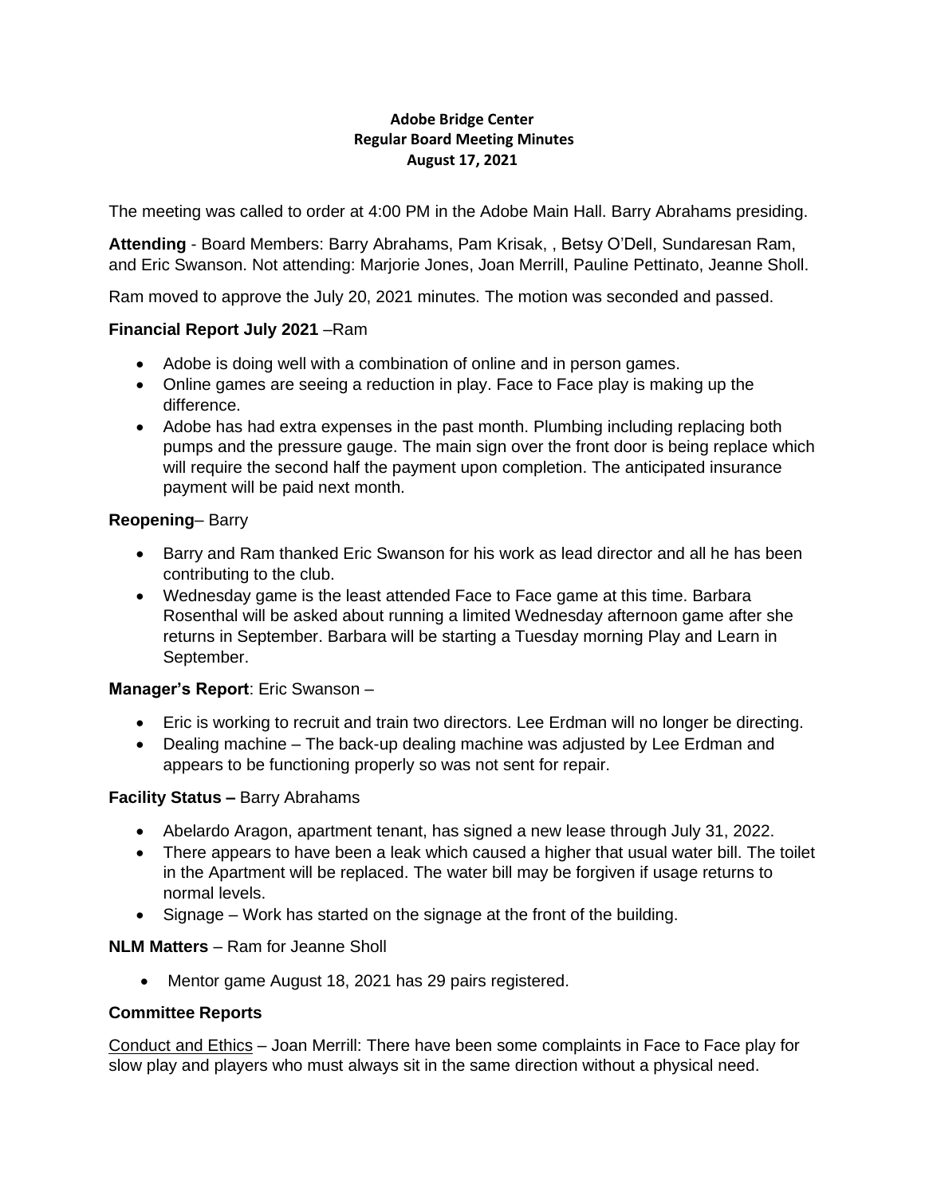**Adobe Bridge Center**
**Regular Board Meeting Minutes**
**August 17, 2021**

The meeting was called to order at 4:00 PM in the Adobe Main Hall. Barry Abrahams presiding.

**Attending** - Board Members: Barry Abrahams, Pam Krisak, , Betsy O'Dell, Sundaresan Ram, and Eric Swanson. Not attending: Marjorie Jones, Joan Merrill, Pauline Pettinato, Jeanne Sholl.

Ram moved to approve the July 20, 2021 minutes. The motion was seconded and passed.

**Financial Report July 2021** –Ram

- Adobe is doing well with a combination of online and in person games.
- Online games are seeing a reduction in play. Face to Face play is making up the difference.
- Adobe has had extra expenses in the past month. Plumbing including replacing both pumps and the pressure gauge. The main sign over the front door is being replace which will require the second half the payment upon completion. The anticipated insurance payment will be paid next month.

**Reopening**– Barry

- Barry and Ram thanked Eric Swanson for his work as lead director and all he has been contributing to the club.
- Wednesday game is the least attended Face to Face game at this time. Barbara Rosenthal will be asked about running a limited Wednesday afternoon game after she returns in September. Barbara will be starting a Tuesday morning Play and Learn in September.

**Manager's Report**: Eric Swanson –

- Eric is working to recruit and train two directors. Lee Erdman will no longer be directing.
- Dealing machine – The back-up dealing machine was adjusted by Lee Erdman and appears to be functioning properly so was not sent for repair.

**Facility Status –** Barry Abrahams

- Abelardo Aragon, apartment tenant, has signed a new lease through July 31, 2022.
- There appears to have been a leak which caused a higher that usual water bill. The toilet in the Apartment will be replaced. The water bill may be forgiven if usage returns to normal levels.
- Signage – Work has started on the signage at the front of the building.

**NLM Matters** – Ram for Jeanne Sholl

- Mentor game August 18, 2021 has 29 pairs registered.

**Committee Reports**

Conduct and Ethics – Joan Merrill: There have been some complaints in Face to Face play for slow play and players who must always sit in the same direction without a physical need.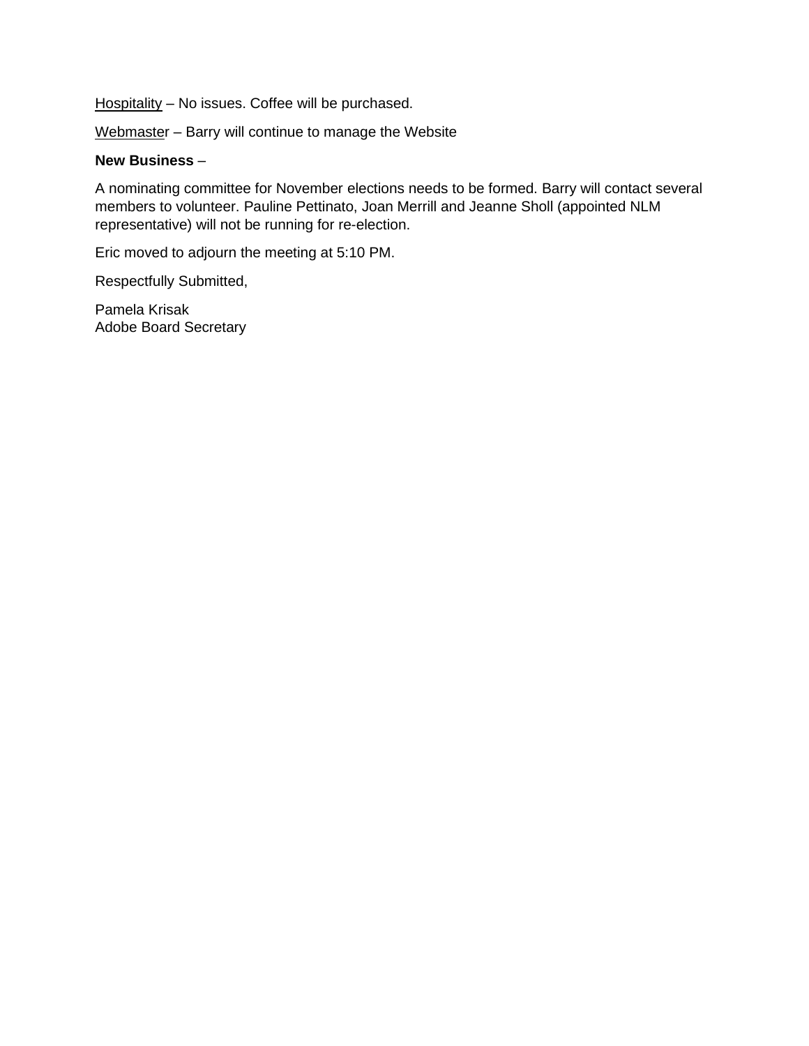<u>Hospitality</u> – No issues. Coffee will be purchased.

<u>Webmaster</u> – Barry will continue to manage the Website

**New Business** –

A nominating committee for November elections needs to be formed. Barry will contact several members to volunteer. Pauline Pettinato, Joan Merrill and Jeanne Sholl (appointed NLM representative) will not be running for re-election.

Eric moved to adjourn the meeting at 5:10 PM.

Respectfully Submitted,

Pamela Krisak
Adobe Board Secretary